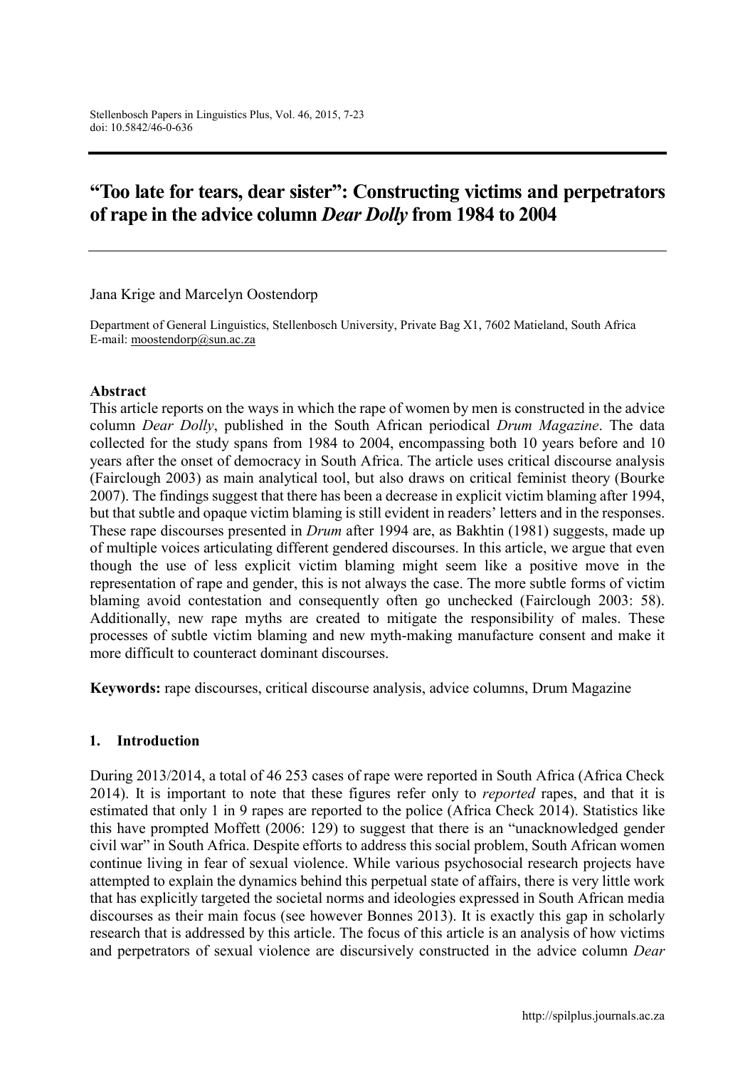# "Too late for tears, dear sister": Constructing victims and perpetrators of rape in the advice column *Dear Dolly* from 1984 to 2004

Jana Krige and Marcelyn Oostendorp

Department of General Linguistics, Stellenbosch University, Private Bag X1, 7602 Matieland, South Africa
E-mail: moostendorp@sun.ac.za

### Abstract

This article reports on the ways in which the rape of women by men is constructed in the advice column *Dear Dolly*, published in the South African periodical *Drum Magazine*. The data collected for the study spans from 1984 to 2004, encompassing both 10 years before and 10 years after the onset of democracy in South Africa. The article uses critical discourse analysis (Fairclough 2003) as main analytical tool, but also draws on critical feminist theory (Bourke 2007). The findings suggest that there has been a decrease in explicit victim blaming after 1994, but that subtle and opaque victim blaming is still evident in readers' letters and in the responses. These rape discourses presented in *Drum* after 1994 are, as Bakhtin (1981) suggests, made up of multiple voices articulating different gendered discourses. In this article, we argue that even though the use of less explicit victim blaming might seem like a positive move in the representation of rape and gender, this is not always the case. The more subtle forms of victim blaming avoid contestation and consequently often go unchecked (Fairclough 2003: 58). Additionally, new rape myths are created to mitigate the responsibility of males. These processes of subtle victim blaming and new myth-making manufacture consent and make it more difficult to counteract dominant discourses.

**Keywords:** rape discourses, critical discourse analysis, advice columns, Drum Magazine

## 1. Introduction

During 2013/2014, a total of 46 253 cases of rape were reported in South Africa (Africa Check 2014). It is important to note that these figures refer only to *reported* rapes, and that it is estimated that only 1 in 9 rapes are reported to the police (Africa Check 2014). Statistics like this have prompted Moffett (2006: 129) to suggest that there is an "unacknowledged gender civil war" in South Africa. Despite efforts to address this social problem, South African women continue living in fear of sexual violence. While various psychosocial research projects have attempted to explain the dynamics behind this perpetual state of affairs, there is very little work that has explicitly targeted the societal norms and ideologies expressed in South African media discourses as their main focus (see however Bonnes 2013). It is exactly this gap in scholarly research that is addressed by this article. The focus of this article is an analysis of how victims and perpetrators of sexual violence are discursively constructed in the advice column *Dear*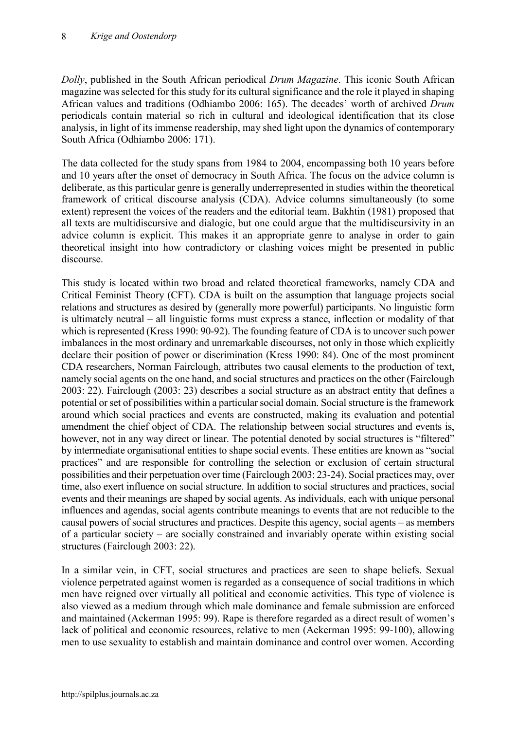*Dolly*, published in the South African periodical *Drum Magazine*. This iconic South African magazine was selected for this study for its cultural significance and the role it played in shaping African values and traditions (Odhiambo 2006: 165). The decades' worth of archived *Drum* periodicals contain material so rich in cultural and ideological identification that its close analysis, in light of its immense readership, may shed light upon the dynamics of contemporary South Africa (Odhiambo 2006: 171).

The data collected for the study spans from 1984 to 2004, encompassing both 10 years before and 10 years after the onset of democracy in South Africa. The focus on the advice column is deliberate, as this particular genre is generally underrepresented in studies within the theoretical framework of critical discourse analysis (CDA). Advice columns simultaneously (to some extent) represent the voices of the readers and the editorial team. Bakhtin (1981) proposed that all texts are multidiscursive and dialogic, but one could argue that the multidiscursivity in an advice column is explicit. This makes it an appropriate genre to analyse in order to gain theoretical insight into how contradictory or clashing voices might be presented in public discourse.

This study is located within two broad and related theoretical frameworks, namely CDA and Critical Feminist Theory (CFT). CDA is built on the assumption that language projects social relations and structures as desired by (generally more powerful) participants. No linguistic form is ultimately neutral – all linguistic forms must express a stance, inflection or modality of that which is represented (Kress 1990: 90-92). The founding feature of CDA is to uncover such power imbalances in the most ordinary and unremarkable discourses, not only in those which explicitly declare their position of power or discrimination (Kress 1990: 84). One of the most prominent CDA researchers, Norman Fairclough, attributes two causal elements to the production of text, namely social agents on the one hand, and social structures and practices on the other (Fairclough 2003: 22). Fairclough (2003: 23) describes a social structure as an abstract entity that defines a potential or set of possibilities within a particular social domain. Social structure is the framework around which social practices and events are constructed, making its evaluation and potential amendment the chief object of CDA. The relationship between social structures and events is, however, not in any way direct or linear. The potential denoted by social structures is "filtered" by intermediate organisational entities to shape social events. These entities are known as "social practices" and are responsible for controlling the selection or exclusion of certain structural possibilities and their perpetuation over time (Fairclough 2003: 23-24). Social practices may, over time, also exert influence on social structure. In addition to social structures and practices, social events and their meanings are shaped by social agents. As individuals, each with unique personal influences and agendas, social agents contribute meanings to events that are not reducible to the causal powers of social structures and practices. Despite this agency, social agents – as members of a particular society – are socially constrained and invariably operate within existing social structures (Fairclough 2003: 22).

In a similar vein, in CFT, social structures and practices are seen to shape beliefs. Sexual violence perpetrated against women is regarded as a consequence of social traditions in which men have reigned over virtually all political and economic activities. This type of violence is also viewed as a medium through which male dominance and female submission are enforced and maintained (Ackerman 1995: 99). Rape is therefore regarded as a direct result of women's lack of political and economic resources, relative to men (Ackerman 1995: 99-100), allowing men to use sexuality to establish and maintain dominance and control over women. According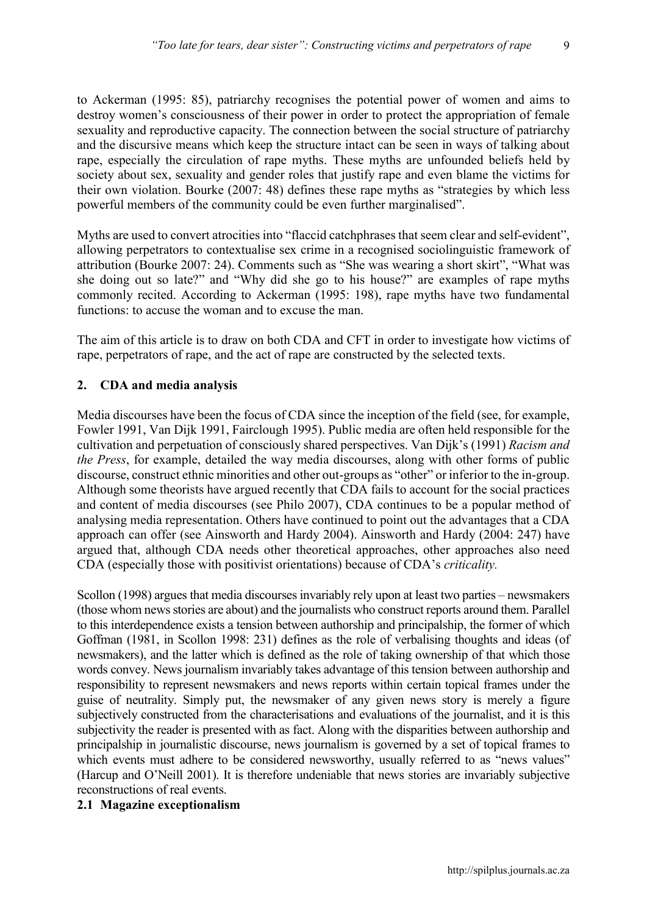to Ackerman (1995: 85), patriarchy recognises the potential power of women and aims to destroy women's consciousness of their power in order to protect the appropriation of female sexuality and reproductive capacity. The connection between the social structure of patriarchy and the discursive means which keep the structure intact can be seen in ways of talking about rape, especially the circulation of rape myths. These myths are unfounded beliefs held by society about sex, sexuality and gender roles that justify rape and even blame the victims for their own violation. Bourke (2007: 48) defines these rape myths as "strategies by which less powerful members of the community could be even further marginalised".

Myths are used to convert atrocities into "flaccid catchphrases that seem clear and self-evident", allowing perpetrators to contextualise sex crime in a recognised sociolinguistic framework of attribution (Bourke 2007: 24). Comments such as "She was wearing a short skirt", "What was she doing out so late?" and "Why did she go to his house?" are examples of rape myths commonly recited. According to Ackerman (1995: 198), rape myths have two fundamental functions: to accuse the woman and to excuse the man.

The aim of this article is to draw on both CDA and CFT in order to investigate how victims of rape, perpetrators of rape, and the act of rape are constructed by the selected texts.

## 2. CDA and media analysis

Media discourses have been the focus of CDA since the inception of the field (see, for example, Fowler 1991, Van Dijk 1991, Fairclough 1995). Public media are often held responsible for the cultivation and perpetuation of consciously shared perspectives. Van Dijk's (1991) *Racism and the Press*, for example, detailed the way media discourses, along with other forms of public discourse, construct ethnic minorities and other out-groups as "other" or inferior to the in-group. Although some theorists have argued recently that CDA fails to account for the social practices and content of media discourses (see Philo 2007), CDA continues to be a popular method of analysing media representation. Others have continued to point out the advantages that a CDA approach can offer (see Ainsworth and Hardy 2004). Ainsworth and Hardy (2004: 247) have argued that, although CDA needs other theoretical approaches, other approaches also need CDA (especially those with positivist orientations) because of CDA's *criticality.*

Scollon (1998) argues that media discourses invariably rely upon at least two parties – newsmakers (those whom news stories are about) and the journalists who construct reports around them. Parallel to this interdependence exists a tension between authorship and principalship, the former of which Goffman (1981, in Scollon 1998: 231) defines as the role of verbalising thoughts and ideas (of newsmakers), and the latter which is defined as the role of taking ownership of that which those words convey. News journalism invariably takes advantage of this tension between authorship and responsibility to represent newsmakers and news reports within certain topical frames under the guise of neutrality. Simply put, the newsmaker of any given news story is merely a figure subjectively constructed from the characterisations and evaluations of the journalist, and it is this subjectivity the reader is presented with as fact. Along with the disparities between authorship and principalship in journalistic discourse, news journalism is governed by a set of topical frames to which events must adhere to be considered newsworthy, usually referred to as "news values" (Harcup and O'Neill 2001). It is therefore undeniable that news stories are invariably subjective reconstructions of real events.

### 2.1 Magazine exceptionalism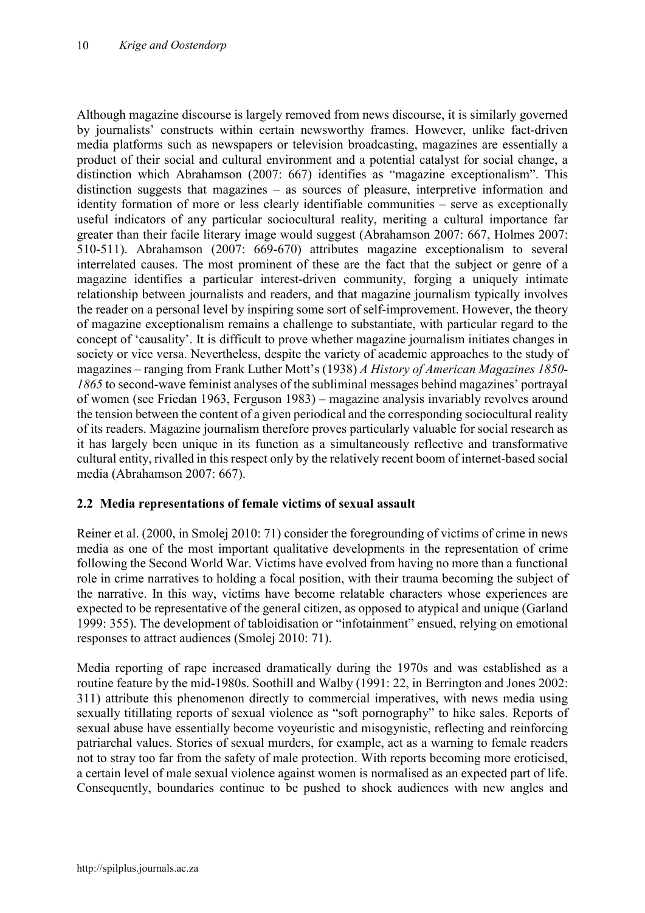Although magazine discourse is largely removed from news discourse, it is similarly governed by journalists' constructs within certain newsworthy frames. However, unlike fact-driven media platforms such as newspapers or television broadcasting, magazines are essentially a product of their social and cultural environment and a potential catalyst for social change, a distinction which Abrahamson (2007: 667) identifies as "magazine exceptionalism". This distinction suggests that magazines – as sources of pleasure, interpretive information and identity formation of more or less clearly identifiable communities – serve as exceptionally useful indicators of any particular sociocultural reality, meriting a cultural importance far greater than their facile literary image would suggest (Abrahamson 2007: 667, Holmes 2007: 510-511). Abrahamson (2007: 669-670) attributes magazine exceptionalism to several interrelated causes. The most prominent of these are the fact that the subject or genre of a magazine identifies a particular interest-driven community, forging a uniquely intimate relationship between journalists and readers, and that magazine journalism typically involves the reader on a personal level by inspiring some sort of self-improvement. However, the theory of magazine exceptionalism remains a challenge to substantiate, with particular regard to the concept of 'causality'. It is difficult to prove whether magazine journalism initiates changes in society or vice versa. Nevertheless, despite the variety of academic approaches to the study of magazines – ranging from Frank Luther Mott's (1938) *A History of American Magazines 1850-1865* to second-wave feminist analyses of the subliminal messages behind magazines' portrayal of women (see Friedan 1963, Ferguson 1983) – magazine analysis invariably revolves around the tension between the content of a given periodical and the corresponding sociocultural reality of its readers. Magazine journalism therefore proves particularly valuable for social research as it has largely been unique in its function as a simultaneously reflective and transformative cultural entity, rivalled in this respect only by the relatively recent boom of internet-based social media (Abrahamson 2007: 667).

## 2.2 Media representations of female victims of sexual assault

Reiner et al. (2000, in Smolej 2010: 71) consider the foregrounding of victims of crime in news media as one of the most important qualitative developments in the representation of crime following the Second World War. Victims have evolved from having no more than a functional role in crime narratives to holding a focal position, with their trauma becoming the subject of the narrative. In this way, victims have become relatable characters whose experiences are expected to be representative of the general citizen, as opposed to atypical and unique (Garland 1999: 355). The development of tabloidisation or "infotainment" ensued, relying on emotional responses to attract audiences (Smolej 2010: 71).

Media reporting of rape increased dramatically during the 1970s and was established as a routine feature by the mid-1980s. Soothill and Walby (1991: 22, in Berrington and Jones 2002: 311) attribute this phenomenon directly to commercial imperatives, with news media using sexually titillating reports of sexual violence as "soft pornography" to hike sales. Reports of sexual abuse have essentially become voyeuristic and misogynistic, reflecting and reinforcing patriarchal values. Stories of sexual murders, for example, act as a warning to female readers not to stray too far from the safety of male protection. With reports becoming more eroticised, a certain level of male sexual violence against women is normalised as an expected part of life. Consequently, boundaries continue to be pushed to shock audiences with new angles and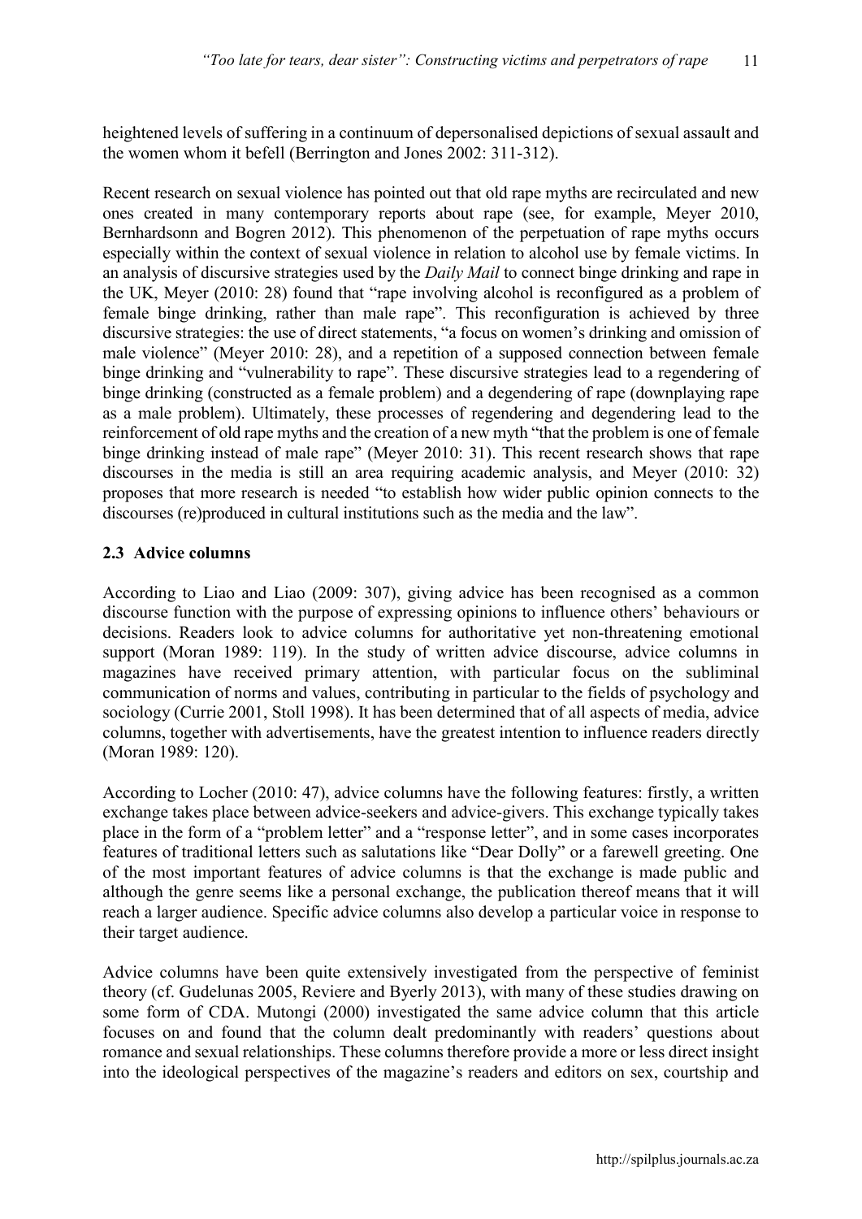heightened levels of suffering in a continuum of depersonalised depictions of sexual assault and the women whom it befell (Berrington and Jones 2002: 311-312).

Recent research on sexual violence has pointed out that old rape myths are recirculated and new ones created in many contemporary reports about rape (see, for example, Meyer 2010, Bernhardsonn and Bogren 2012). This phenomenon of the perpetuation of rape myths occurs especially within the context of sexual violence in relation to alcohol use by female victims. In an analysis of discursive strategies used by the *Daily Mail* to connect binge drinking and rape in the UK, Meyer (2010: 28) found that "rape involving alcohol is reconfigured as a problem of female binge drinking, rather than male rape". This reconfiguration is achieved by three discursive strategies: the use of direct statements, "a focus on women's drinking and omission of male violence" (Meyer 2010: 28), and a repetition of a supposed connection between female binge drinking and "vulnerability to rape". These discursive strategies lead to a regendering of binge drinking (constructed as a female problem) and a degendering of rape (downplaying rape as a male problem). Ultimately, these processes of regendering and degendering lead to the reinforcement of old rape myths and the creation of a new myth "that the problem is one of female binge drinking instead of male rape" (Meyer 2010: 31). This recent research shows that rape discourses in the media is still an area requiring academic analysis, and Meyer (2010: 32) proposes that more research is needed "to establish how wider public opinion connects to the discourses (re)produced in cultural institutions such as the media and the law".

### 2.3 Advice columns

According to Liao and Liao (2009: 307), giving advice has been recognised as a common discourse function with the purpose of expressing opinions to influence others' behaviours or decisions. Readers look to advice columns for authoritative yet non-threatening emotional support (Moran 1989: 119). In the study of written advice discourse, advice columns in magazines have received primary attention, with particular focus on the subliminal communication of norms and values, contributing in particular to the fields of psychology and sociology (Currie 2001, Stoll 1998). It has been determined that of all aspects of media, advice columns, together with advertisements, have the greatest intention to influence readers directly (Moran 1989: 120).

According to Locher (2010: 47), advice columns have the following features: firstly, a written exchange takes place between advice-seekers and advice-givers. This exchange typically takes place in the form of a "problem letter" and a "response letter", and in some cases incorporates features of traditional letters such as salutations like "Dear Dolly" or a farewell greeting. One of the most important features of advice columns is that the exchange is made public and although the genre seems like a personal exchange, the publication thereof means that it will reach a larger audience. Specific advice columns also develop a particular voice in response to their target audience.

Advice columns have been quite extensively investigated from the perspective of feminist theory (cf. Gudelunas 2005, Reviere and Byerly 2013), with many of these studies drawing on some form of CDA. Mutongi (2000) investigated the same advice column that this article focuses on and found that the column dealt predominantly with readers' questions about romance and sexual relationships. These columns therefore provide a more or less direct insight into the ideological perspectives of the magazine's readers and editors on sex, courtship and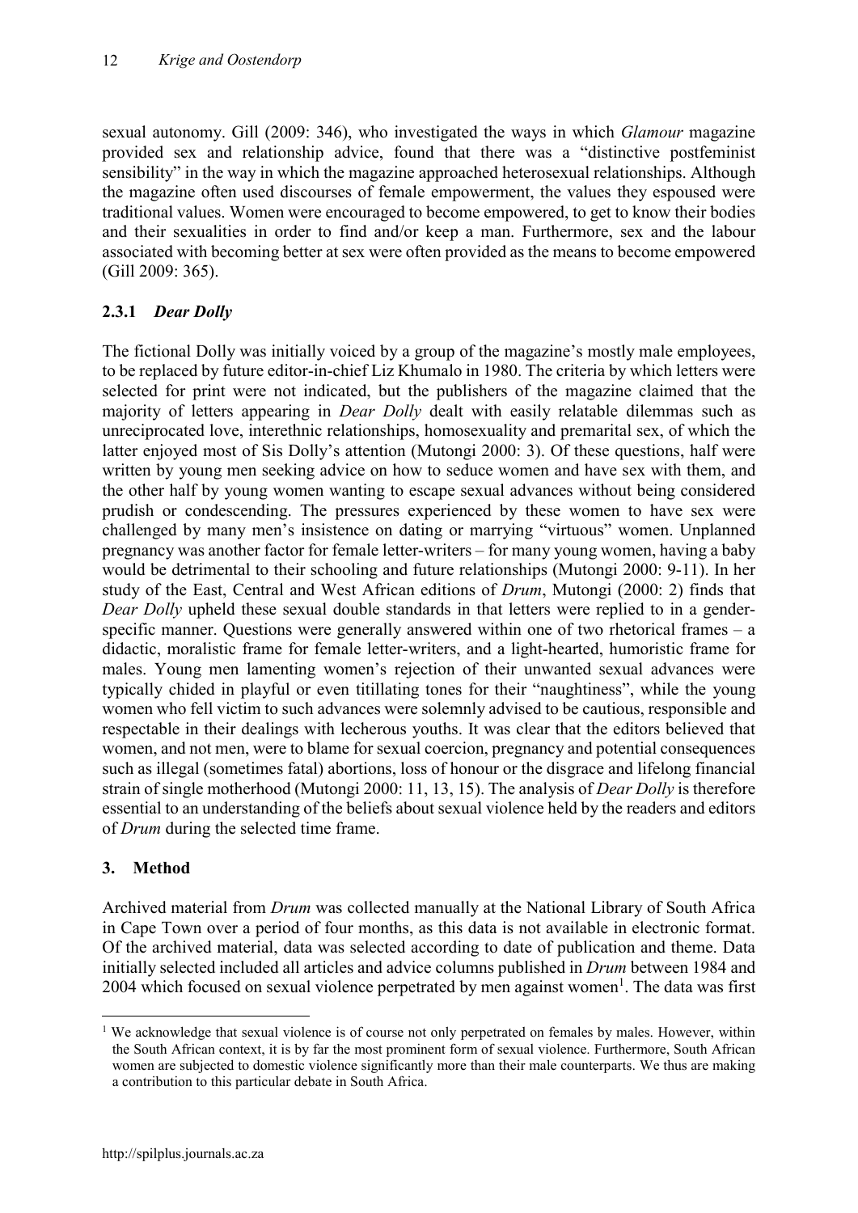sexual autonomy. Gill (2009: 346), who investigated the ways in which *Glamour* magazine provided sex and relationship advice, found that there was a "distinctive postfeminist sensibility" in the way in which the magazine approached heterosexual relationships. Although the magazine often used discourses of female empowerment, the values they espoused were traditional values. Women were encouraged to become empowered, to get to know their bodies and their sexualities in order to find and/or keep a man. Furthermore, sex and the labour associated with becoming better at sex were often provided as the means to become empowered (Gill 2009: 365).

### 2.3.1 *Dear Dolly*

The fictional Dolly was initially voiced by a group of the magazine's mostly male employees, to be replaced by future editor-in-chief Liz Khumalo in 1980. The criteria by which letters were selected for print were not indicated, but the publishers of the magazine claimed that the majority of letters appearing in *Dear Dolly* dealt with easily relatable dilemmas such as unreciprocated love, interethnic relationships, homosexuality and premarital sex, of which the latter enjoyed most of Sis Dolly's attention (Mutongi 2000: 3). Of these questions, half were written by young men seeking advice on how to seduce women and have sex with them, and the other half by young women wanting to escape sexual advances without being considered prudish or condescending. The pressures experienced by these women to have sex were challenged by many men's insistence on dating or marrying "virtuous" women. Unplanned pregnancy was another factor for female letter-writers – for many young women, having a baby would be detrimental to their schooling and future relationships (Mutongi 2000: 9-11). In her study of the East, Central and West African editions of *Drum*, Mutongi (2000: 2) finds that *Dear Dolly* upheld these sexual double standards in that letters were replied to in a gender-specific manner. Questions were generally answered within one of two rhetorical frames – a didactic, moralistic frame for female letter-writers, and a light-hearted, humoristic frame for males. Young men lamenting women's rejection of their unwanted sexual advances were typically chided in playful or even titillating tones for their "naughtiness", while the young women who fell victim to such advances were solemnly advised to be cautious, responsible and respectable in their dealings with lecherous youths. It was clear that the editors believed that women, and not men, were to blame for sexual coercion, pregnancy and potential consequences such as illegal (sometimes fatal) abortions, loss of honour or the disgrace and lifelong financial strain of single motherhood (Mutongi 2000: 11, 13, 15). The analysis of *Dear Dolly* is therefore essential to an understanding of the beliefs about sexual violence held by the readers and editors of *Drum* during the selected time frame.

## 3. Method

Archived material from *Drum* was collected manually at the National Library of South Africa in Cape Town over a period of four months, as this data is not available in electronic format. Of the archived material, data was selected according to date of publication and theme. Data initially selected included all articles and advice columns published in *Drum* between 1984 and 2004 which focused on sexual violence perpetrated by men against women[1]. The data was first

[1] We acknowledge that sexual violence is of course not only perpetrated on females by males. However, within the South African context, it is by far the most prominent form of sexual violence. Furthermore, South African women are subjected to domestic violence significantly more than their male counterparts. We thus are making a contribution to this particular debate in South Africa.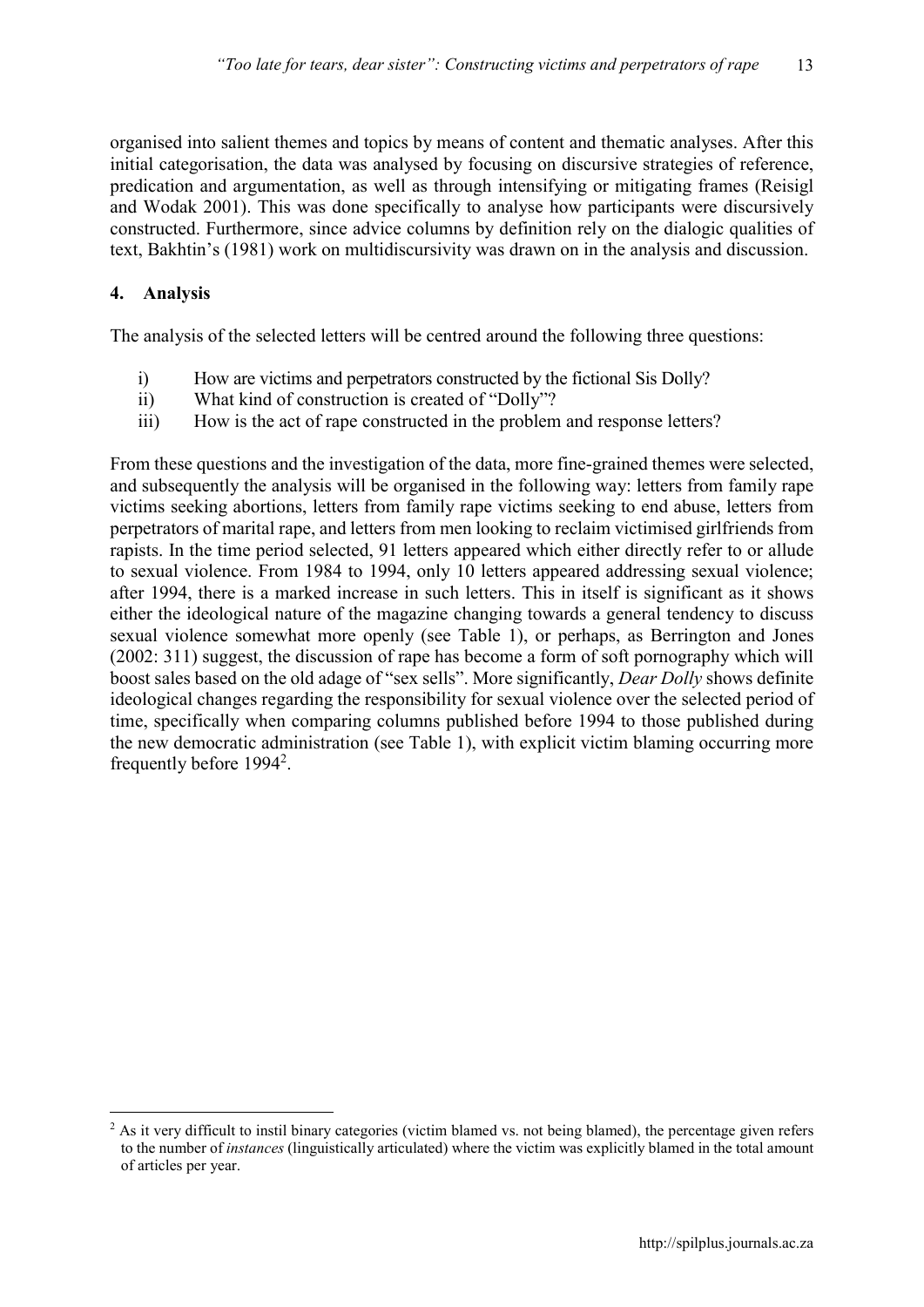organised into salient themes and topics by means of content and thematic analyses. After this initial categorisation, the data was analysed by focusing on discursive strategies of reference, predication and argumentation, as well as through intensifying or mitigating frames (Reisigl and Wodak 2001). This was done specifically to analyse how participants were discursively constructed. Furthermore, since advice columns by definition rely on the dialogic qualities of text, Bakhtin's (1981) work on multidiscursivity was drawn on in the analysis and discussion.

## 4. Analysis

The analysis of the selected letters will be centred around the following three questions:

i) How are victims and perpetrators constructed by the fictional Sis Dolly?
ii) What kind of construction is created of "Dolly"?
iii) How is the act of rape constructed in the problem and response letters?

From these questions and the investigation of the data, more fine-grained themes were selected, and subsequently the analysis will be organised in the following way: letters from family rape victims seeking abortions, letters from family rape victims seeking to end abuse, letters from perpetrators of marital rape, and letters from men looking to reclaim victimised girlfriends from rapists. In the time period selected, 91 letters appeared which either directly refer to or allude to sexual violence. From 1984 to 1994, only 10 letters appeared addressing sexual violence; after 1994, there is a marked increase in such letters. This in itself is significant as it shows either the ideological nature of the magazine changing towards a general tendency to discuss sexual violence somewhat more openly (see Table 1), or perhaps, as Berrington and Jones (2002: 311) suggest, the discussion of rape has become a form of soft pornography which will boost sales based on the old adage of "sex sells". More significantly, *Dear Dolly* shows definite ideological changes regarding the responsibility for sexual violence over the selected period of time, specifically when comparing columns published before 1994 to those published during the new democratic administration (see Table 1), with explicit victim blaming occurring more frequently before 1994[2].

---

[2] As it very difficult to instil binary categories (victim blamed vs. not being blamed), the percentage given refers to the number of *instances* (linguistically articulated) where the victim was explicitly blamed in the total amount of articles per year.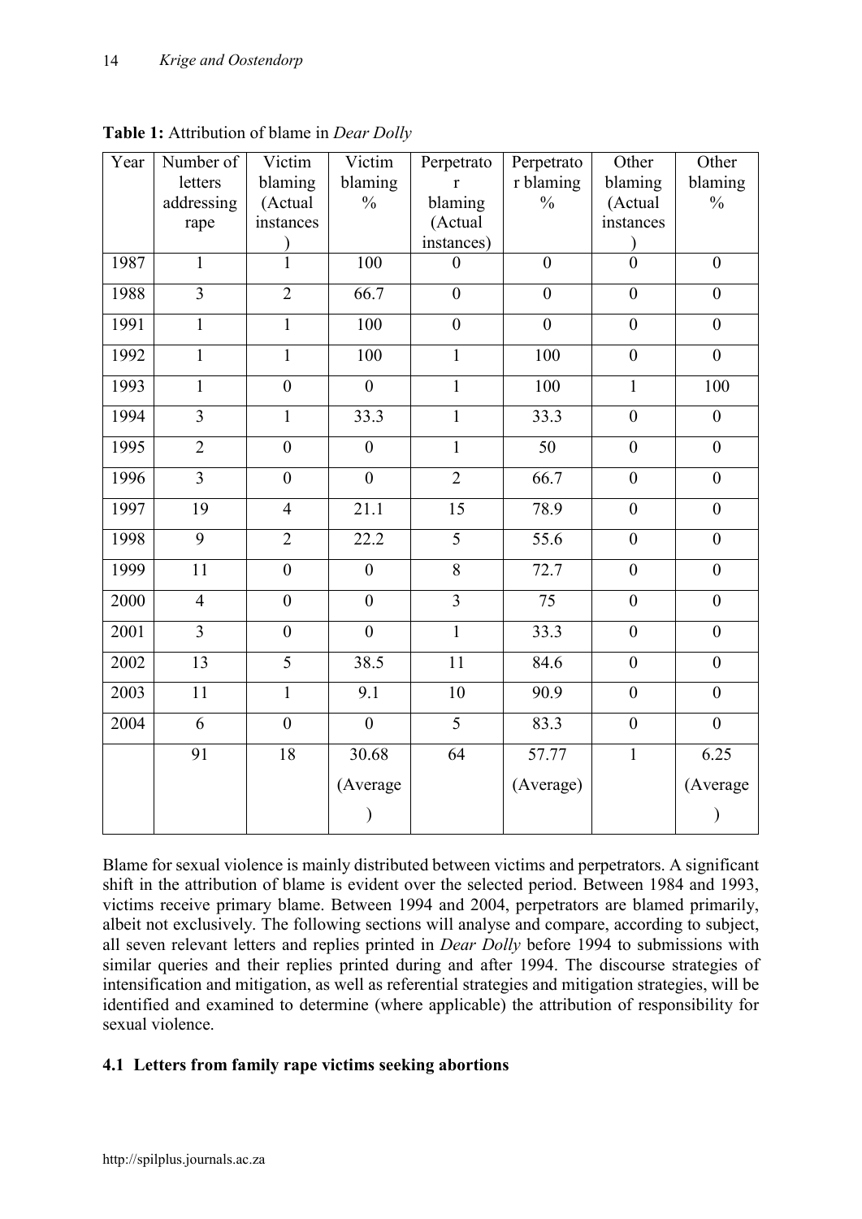**Table 1:** Attribution of blame in *Dear Dolly*

| Year | Number of letters addressing rape | Victim blaming (Actual instances) | Victim blaming % | Perpetrator blaming (Actual instances) | Perpetrator blaming % | Other blaming (Actual instances) | Other blaming % |
|---|---|---|---|---|---|---|---|
| 1987 | 1 | 1 | 100 | 0 | 0 | 0 | 0 |
| 1988 | 3 | 2 | 66.7 | 0 | 0 | 0 | 0 |
| 1991 | 1 | 1 | 100 | 0 | 0 | 0 | 0 |
| 1992 | 1 | 1 | 100 | 1 | 100 | 0 | 0 |
| 1993 | 1 | 0 | 0 | 1 | 100 | 1 | 100 |
| 1994 | 3 | 1 | 33.3 | 1 | 33.3 | 0 | 0 |
| 1995 | 2 | 0 | 0 | 1 | 50 | 0 | 0 |
| 1996 | 3 | 0 | 0 | 2 | 66.7 | 0 | 0 |
| 1997 | 19 | 4 | 21.1 | 15 | 78.9 | 0 | 0 |
| 1998 | 9 | 2 | 22.2 | 5 | 55.6 | 0 | 0 |
| 1999 | 11 | 0 | 0 | 8 | 72.7 | 0 | 0 |
| 2000 | 4 | 0 | 0 | 3 | 75 | 0 | 0 |
| 2001 | 3 | 0 | 0 | 1 | 33.3 | 0 | 0 |
| 2002 | 13 | 5 | 38.5 | 11 | 84.6 | 0 | 0 |
| 2003 | 11 | 1 | 9.1 | 10 | 90.9 | 0 | 0 |
| 2004 | 6 | 0 | 0 | 5 | 83.3 | 0 | 0 |
| | 91 | 18 | 30.68 (Average) | 64 | 57.77 (Average) | 1 | 6.25 (Average) |

Blame for sexual violence is mainly distributed between victims and perpetrators. A significant shift in the attribution of blame is evident over the selected period. Between 1984 and 1993, victims receive primary blame. Between 1994 and 2004, perpetrators are blamed primarily, albeit not exclusively. The following sections will analyse and compare, according to subject, all seven relevant letters and replies printed in *Dear Dolly* before 1994 to submissions with similar queries and their replies printed during and after 1994. The discourse strategies of intensification and mitigation, as well as referential strategies and mitigation strategies, will be identified and examined to determine (where applicable) the attribution of responsibility for sexual violence.

### 4.1 Letters from family rape victims seeking abortions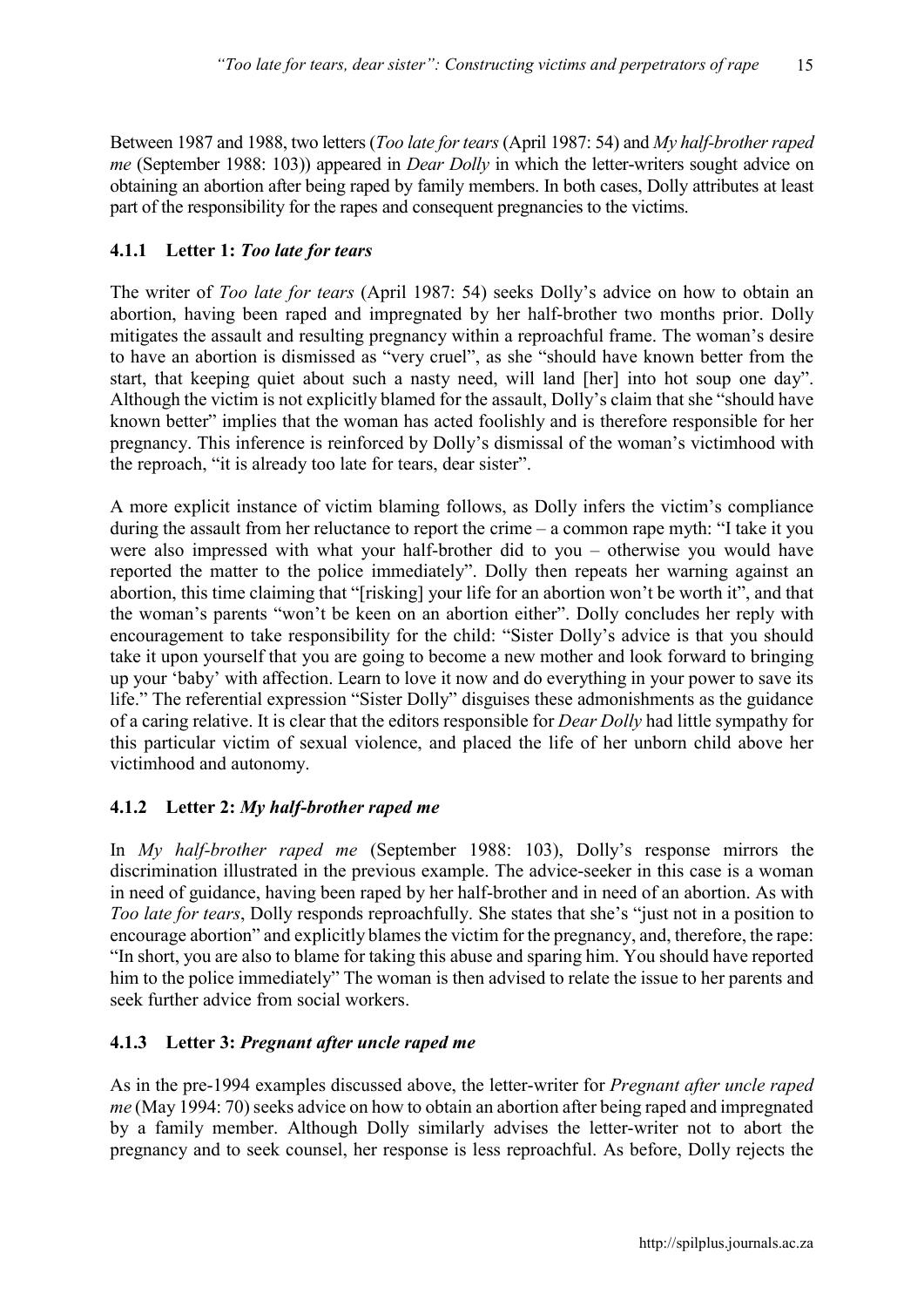Between 1987 and 1988, two letters (*Too late for tears* (April 1987: 54) and *My half-brother raped me* (September 1988: 103)) appeared in *Dear Dolly* in which the letter-writers sought advice on obtaining an abortion after being raped by family members. In both cases, Dolly attributes at least part of the responsibility for the rapes and consequent pregnancies to the victims.

### 4.1.1 Letter 1: *Too late for tears*

The writer of *Too late for tears* (April 1987: 54) seeks Dolly's advice on how to obtain an abortion, having been raped and impregnated by her half-brother two months prior. Dolly mitigates the assault and resulting pregnancy within a reproachful frame. The woman's desire to have an abortion is dismissed as "very cruel", as she "should have known better from the start, that keeping quiet about such a nasty need, will land [her] into hot soup one day". Although the victim is not explicitly blamed for the assault, Dolly's claim that she "should have known better" implies that the woman has acted foolishly and is therefore responsible for her pregnancy. This inference is reinforced by Dolly's dismissal of the woman's victimhood with the reproach, "it is already too late for tears, dear sister".

A more explicit instance of victim blaming follows, as Dolly infers the victim's compliance during the assault from her reluctance to report the crime – a common rape myth: "I take it you were also impressed with what your half-brother did to you – otherwise you would have reported the matter to the police immediately". Dolly then repeats her warning against an abortion, this time claiming that "[risking] your life for an abortion won't be worth it", and that the woman's parents "won't be keen on an abortion either". Dolly concludes her reply with encouragement to take responsibility for the child: "Sister Dolly's advice is that you should take it upon yourself that you are going to become a new mother and look forward to bringing up your 'baby' with affection. Learn to love it now and do everything in your power to save its life." The referential expression "Sister Dolly" disguises these admonishments as the guidance of a caring relative. It is clear that the editors responsible for *Dear Dolly* had little sympathy for this particular victim of sexual violence, and placed the life of her unborn child above her victimhood and autonomy.

### 4.1.2 Letter 2: *My half-brother raped me*

In *My half-brother raped me* (September 1988: 103), Dolly's response mirrors the discrimination illustrated in the previous example. The advice-seeker in this case is a woman in need of guidance, having been raped by her half-brother and in need of an abortion. As with *Too late for tears*, Dolly responds reproachfully. She states that she's "just not in a position to encourage abortion" and explicitly blames the victim for the pregnancy, and, therefore, the rape: "In short, you are also to blame for taking this abuse and sparing him. You should have reported him to the police immediately" The woman is then advised to relate the issue to her parents and seek further advice from social workers.

### 4.1.3 Letter 3: *Pregnant after uncle raped me*

As in the pre-1994 examples discussed above, the letter-writer for *Pregnant after uncle raped me* (May 1994: 70) seeks advice on how to obtain an abortion after being raped and impregnated by a family member. Although Dolly similarly advises the letter-writer not to abort the pregnancy and to seek counsel, her response is less reproachful. As before, Dolly rejects the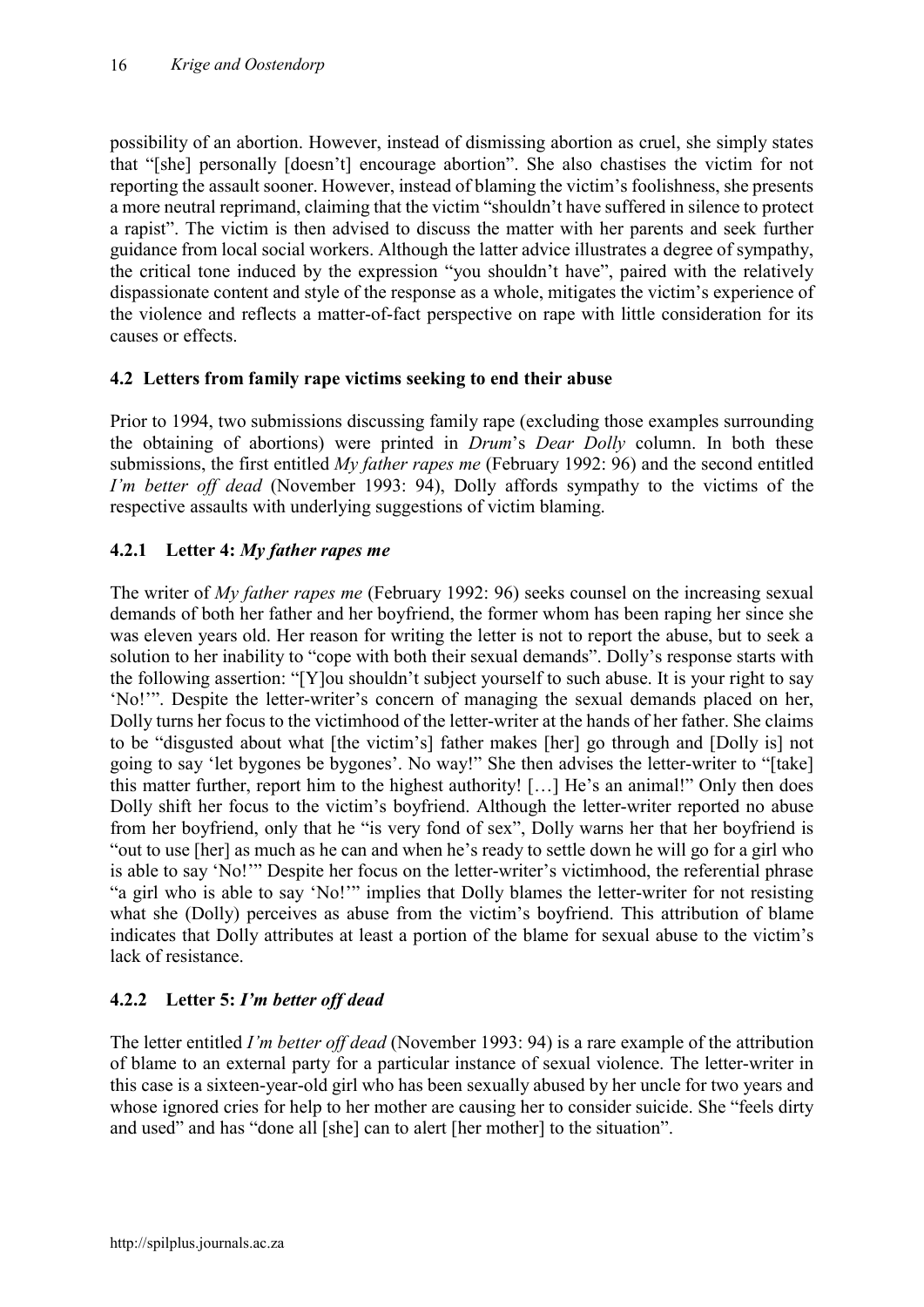possibility of an abortion. However, instead of dismissing abortion as cruel, she simply states that "[she] personally [doesn't] encourage abortion". She also chastises the victim for not reporting the assault sooner. However, instead of blaming the victim's foolishness, she presents a more neutral reprimand, claiming that the victim "shouldn't have suffered in silence to protect a rapist". The victim is then advised to discuss the matter with her parents and seek further guidance from local social workers. Although the latter advice illustrates a degree of sympathy, the critical tone induced by the expression "you shouldn't have", paired with the relatively dispassionate content and style of the response as a whole, mitigates the victim's experience of the violence and reflects a matter-of-fact perspective on rape with little consideration for its causes or effects.

## 4.2 Letters from family rape victims seeking to end their abuse

Prior to 1994, two submissions discussing family rape (excluding those examples surrounding the obtaining of abortions) were printed in *Drum*'s *Dear Dolly* column. In both these submissions, the first entitled *My father rapes me* (February 1992: 96) and the second entitled *I'm better off dead* (November 1993: 94), Dolly affords sympathy to the victims of the respective assaults with underlying suggestions of victim blaming.

### 4.2.1 Letter 4: *My father rapes me*

The writer of *My father rapes me* (February 1992: 96) seeks counsel on the increasing sexual demands of both her father and her boyfriend, the former whom has been raping her since she was eleven years old. Her reason for writing the letter is not to report the abuse, but to seek a solution to her inability to "cope with both their sexual demands". Dolly's response starts with the following assertion: "[Y]ou shouldn't subject yourself to such abuse. It is your right to say 'No!'". Despite the letter-writer's concern of managing the sexual demands placed on her, Dolly turns her focus to the victimhood of the letter-writer at the hands of her father. She claims to be "disgusted about what [the victim's] father makes [her] go through and [Dolly is] not going to say 'let bygones be bygones'. No way!" She then advises the letter-writer to "[take] this matter further, report him to the highest authority! […] He's an animal!" Only then does Dolly shift her focus to the victim's boyfriend. Although the letter-writer reported no abuse from her boyfriend, only that he "is very fond of sex", Dolly warns her that her boyfriend is "out to use [her] as much as he can and when he's ready to settle down he will go for a girl who is able to say 'No!'" Despite her focus on the letter-writer's victimhood, the referential phrase "a girl who is able to say 'No!'" implies that Dolly blames the letter-writer for not resisting what she (Dolly) perceives as abuse from the victim's boyfriend. This attribution of blame indicates that Dolly attributes at least a portion of the blame for sexual abuse to the victim's lack of resistance.

### 4.2.2 Letter 5: *I'm better off dead*

The letter entitled *I'm better off dead* (November 1993: 94) is a rare example of the attribution of blame to an external party for a particular instance of sexual violence. The letter-writer in this case is a sixteen-year-old girl who has been sexually abused by her uncle for two years and whose ignored cries for help to her mother are causing her to consider suicide. She "feels dirty and used" and has "done all [she] can to alert [her mother] to the situation".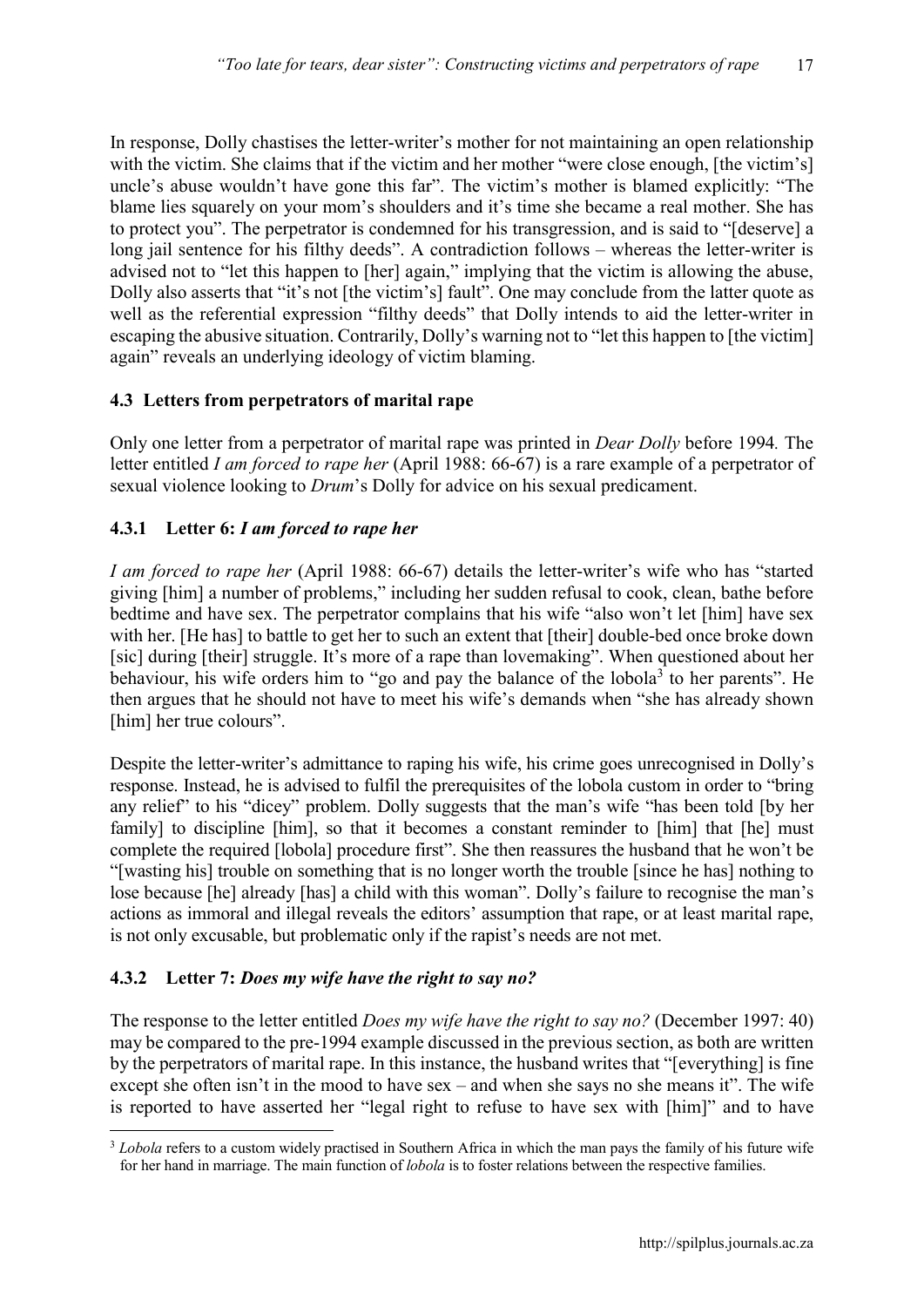In response, Dolly chastises the letter-writer's mother for not maintaining an open relationship with the victim. She claims that if the victim and her mother "were close enough, [the victim's] uncle's abuse wouldn't have gone this far". The victim's mother is blamed explicitly: "The blame lies squarely on your mom's shoulders and it's time she became a real mother. She has to protect you". The perpetrator is condemned for his transgression, and is said to "[deserve] a long jail sentence for his filthy deeds". A contradiction follows – whereas the letter-writer is advised not to "let this happen to [her] again," implying that the victim is allowing the abuse, Dolly also asserts that "it's not [the victim's] fault". One may conclude from the latter quote as well as the referential expression "filthy deeds" that Dolly intends to aid the letter-writer in escaping the abusive situation. Contrarily, Dolly's warning not to "let this happen to [the victim] again" reveals an underlying ideology of victim blaming.

### 4.3 Letters from perpetrators of marital rape

Only one letter from a perpetrator of marital rape was printed in *Dear Dolly* before 1994. The letter entitled *I am forced to rape her* (April 1988: 66-67) is a rare example of a perpetrator of sexual violence looking to *Drum*'s Dolly for advice on his sexual predicament.

#### 4.3.1 Letter 6: *I am forced to rape her*

*I am forced to rape her* (April 1988: 66-67) details the letter-writer's wife who has "started giving [him] a number of problems," including her sudden refusal to cook, clean, bathe before bedtime and have sex. The perpetrator complains that his wife "also won't let [him] have sex with her. [He has] to battle to get her to such an extent that [their] double-bed once broke down [sic] during [their] struggle. It's more of a rape than lovemaking". When questioned about her behaviour, his wife orders him to "go and pay the balance of the lobola[3] to her parents". He then argues that he should not have to meet his wife's demands when "she has already shown [him] her true colours".

Despite the letter-writer's admittance to raping his wife, his crime goes unrecognised in Dolly's response. Instead, he is advised to fulfil the prerequisites of the lobola custom in order to "bring any relief" to his "dicey" problem. Dolly suggests that the man's wife "has been told [by her family] to discipline [him], so that it becomes a constant reminder to [him] that [he] must complete the required [lobola] procedure first". She then reassures the husband that he won't be "[wasting his] trouble on something that is no longer worth the trouble [since he has] nothing to lose because [he] already [has] a child with this woman". Dolly's failure to recognise the man's actions as immoral and illegal reveals the editors' assumption that rape, or at least marital rape, is not only excusable, but problematic only if the rapist's needs are not met.

#### 4.3.2 Letter 7: *Does my wife have the right to say no?*

The response to the letter entitled *Does my wife have the right to say no?* (December 1997: 40) may be compared to the pre-1994 example discussed in the previous section, as both are written by the perpetrators of marital rape. In this instance, the husband writes that "[everything] is fine except she often isn't in the mood to have sex – and when she says no she means it". The wife is reported to have asserted her "legal right to refuse to have sex with [him]" and to have

[3] *Lobola* refers to a custom widely practised in Southern Africa in which the man pays the family of his future wife for her hand in marriage. The main function of *lobola* is to foster relations between the respective families.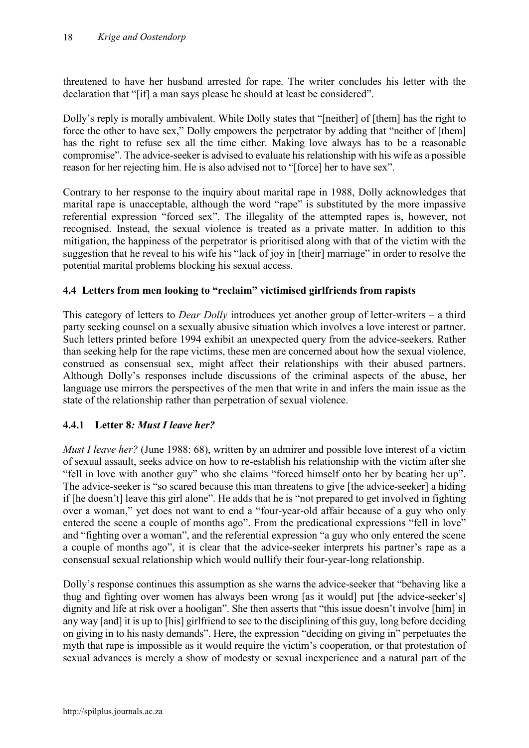threatened to have her husband arrested for rape. The writer concludes his letter with the declaration that "[if] a man says please he should at least be considered".

Dolly's reply is morally ambivalent. While Dolly states that "[neither] of [them] has the right to force the other to have sex," Dolly empowers the perpetrator by adding that "neither of [them] has the right to refuse sex all the time either. Making love always has to be a reasonable compromise". The advice-seeker is advised to evaluate his relationship with his wife as a possible reason for her rejecting him. He is also advised not to "[force] her to have sex".

Contrary to her response to the inquiry about marital rape in 1988, Dolly acknowledges that marital rape is unacceptable, although the word "rape" is substituted by the more impassive referential expression "forced sex". The illegality of the attempted rapes is, however, not recognised. Instead, the sexual violence is treated as a private matter. In addition to this mitigation, the happiness of the perpetrator is prioritised along with that of the victim with the suggestion that he reveal to his wife his "lack of joy in [their] marriage" in order to resolve the potential marital problems blocking his sexual access.

### 4.4 Letters from men looking to "reclaim" victimised girlfriends from rapists

This category of letters to *Dear Dolly* introduces yet another group of letter-writers – a third party seeking counsel on a sexually abusive situation which involves a love interest or partner. Such letters printed before 1994 exhibit an unexpected query from the advice-seekers. Rather than seeking help for the rape victims, these men are concerned about how the sexual violence, construed as consensual sex, might affect their relationships with their abused partners. Although Dolly's responses include discussions of the criminal aspects of the abuse, her language use mirrors the perspectives of the men that write in and infers the main issue as the state of the relationship rather than perpetration of sexual violence.

#### 4.4.1 Letter 8*: Must I leave her?*

*Must I leave her?* (June 1988: 68), written by an admirer and possible love interest of a victim of sexual assault, seeks advice on how to re-establish his relationship with the victim after she "fell in love with another guy" who she claims "forced himself onto her by beating her up". The advice-seeker is "so scared because this man threatens to give [the advice-seeker] a hiding if [he doesn't] leave this girl alone". He adds that he is "not prepared to get involved in fighting over a woman," yet does not want to end a "four-year-old affair because of a guy who only entered the scene a couple of months ago". From the predicational expressions "fell in love" and "fighting over a woman", and the referential expression "a guy who only entered the scene a couple of months ago", it is clear that the advice-seeker interprets his partner's rape as a consensual sexual relationship which would nullify their four-year-long relationship.

Dolly's response continues this assumption as she warns the advice-seeker that "behaving like a thug and fighting over women has always been wrong [as it would] put [the advice-seeker's] dignity and life at risk over a hooligan". She then asserts that "this issue doesn't involve [him] in any way [and] it is up to [his] girlfriend to see to the disciplining of this guy, long before deciding on giving in to his nasty demands". Here, the expression "deciding on giving in" perpetuates the myth that rape is impossible as it would require the victim's cooperation, or that protestation of sexual advances is merely a show of modesty or sexual inexperience and a natural part of the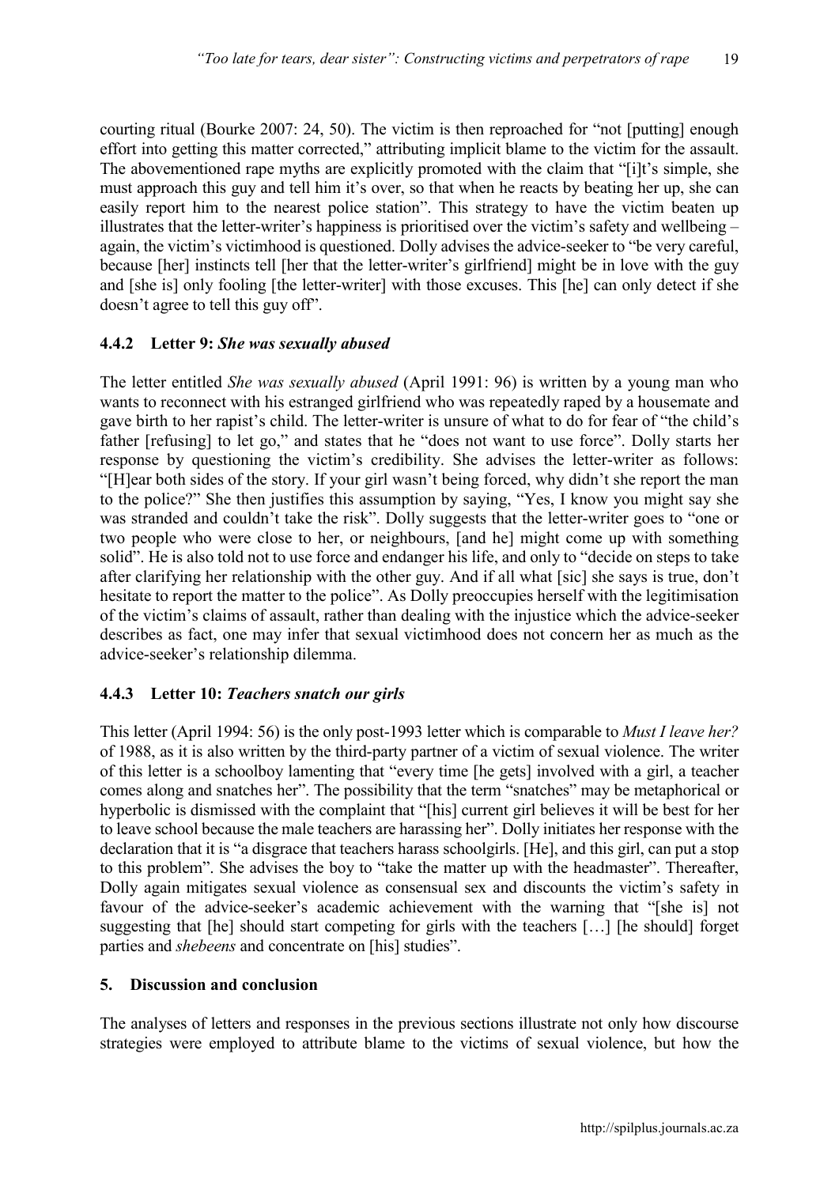courting ritual (Bourke 2007: 24, 50). The victim is then reproached for "not [putting] enough effort into getting this matter corrected," attributing implicit blame to the victim for the assault. The abovementioned rape myths are explicitly promoted with the claim that "[i]t's simple, she must approach this guy and tell him it's over, so that when he reacts by beating her up, she can easily report him to the nearest police station". This strategy to have the victim beaten up illustrates that the letter-writer's happiness is prioritised over the victim's safety and wellbeing – again, the victim's victimhood is questioned. Dolly advises the advice-seeker to "be very careful, because [her] instincts tell [her that the letter-writer's girlfriend] might be in love with the guy and [she is] only fooling [the letter-writer] with those excuses. This [he] can only detect if she doesn't agree to tell this guy off".

### 4.4.2 Letter 9: *She was sexually abused*

The letter entitled *She was sexually abused* (April 1991: 96) is written by a young man who wants to reconnect with his estranged girlfriend who was repeatedly raped by a housemate and gave birth to her rapist's child. The letter-writer is unsure of what to do for fear of "the child's father [refusing] to let go," and states that he "does not want to use force". Dolly starts her response by questioning the victim's credibility. She advises the letter-writer as follows: "[H]ear both sides of the story. If your girl wasn't being forced, why didn't she report the man to the police?" She then justifies this assumption by saying, "Yes, I know you might say she was stranded and couldn't take the risk". Dolly suggests that the letter-writer goes to "one or two people who were close to her, or neighbours, [and he] might come up with something solid". He is also told not to use force and endanger his life, and only to "decide on steps to take after clarifying her relationship with the other guy. And if all what [sic] she says is true, don't hesitate to report the matter to the police". As Dolly preoccupies herself with the legitimisation of the victim's claims of assault, rather than dealing with the injustice which the advice-seeker describes as fact, one may infer that sexual victimhood does not concern her as much as the advice-seeker's relationship dilemma.

### 4.4.3 Letter 10: *Teachers snatch our girls*

This letter (April 1994: 56) is the only post-1993 letter which is comparable to *Must I leave her?* of 1988, as it is also written by the third-party partner of a victim of sexual violence. The writer of this letter is a schoolboy lamenting that "every time [he gets] involved with a girl, a teacher comes along and snatches her". The possibility that the term "snatches" may be metaphorical or hyperbolic is dismissed with the complaint that "[his] current girl believes it will be best for her to leave school because the male teachers are harassing her". Dolly initiates her response with the declaration that it is "a disgrace that teachers harass schoolgirls. [He], and this girl, can put a stop to this problem". She advises the boy to "take the matter up with the headmaster". Thereafter, Dolly again mitigates sexual violence as consensual sex and discounts the victim's safety in favour of the advice-seeker's academic achievement with the warning that "[she is] not suggesting that [he] should start competing for girls with the teachers […] [he should] forget parties and *shebeens* and concentrate on [his] studies".

## 5. Discussion and conclusion

The analyses of letters and responses in the previous sections illustrate not only how discourse strategies were employed to attribute blame to the victims of sexual violence, but how the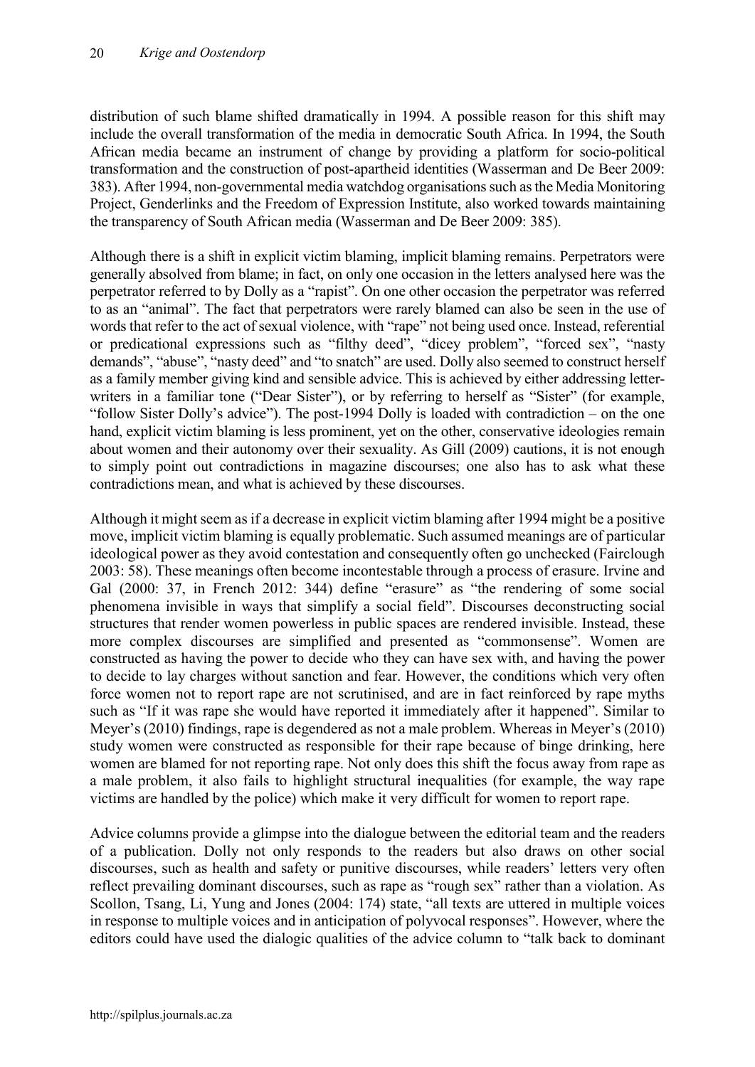distribution of such blame shifted dramatically in 1994. A possible reason for this shift may include the overall transformation of the media in democratic South Africa. In 1994, the South African media became an instrument of change by providing a platform for socio-political transformation and the construction of post-apartheid identities (Wasserman and De Beer 2009: 383). After 1994, non-governmental media watchdog organisations such as the Media Monitoring Project, Genderlinks and the Freedom of Expression Institute, also worked towards maintaining the transparency of South African media (Wasserman and De Beer 2009: 385).

Although there is a shift in explicit victim blaming, implicit blaming remains. Perpetrators were generally absolved from blame; in fact, on only one occasion in the letters analysed here was the perpetrator referred to by Dolly as a "rapist". On one other occasion the perpetrator was referred to as an "animal". The fact that perpetrators were rarely blamed can also be seen in the use of words that refer to the act of sexual violence, with "rape" not being used once. Instead, referential or predicational expressions such as "filthy deed", "dicey problem", "forced sex", "nasty demands", "abuse", "nasty deed" and "to snatch" are used. Dolly also seemed to construct herself as a family member giving kind and sensible advice. This is achieved by either addressing letter-writers in a familiar tone ("Dear Sister"), or by referring to herself as "Sister" (for example, "follow Sister Dolly's advice"). The post-1994 Dolly is loaded with contradiction – on the one hand, explicit victim blaming is less prominent, yet on the other, conservative ideologies remain about women and their autonomy over their sexuality. As Gill (2009) cautions, it is not enough to simply point out contradictions in magazine discourses; one also has to ask what these contradictions mean, and what is achieved by these discourses.

Although it might seem as if a decrease in explicit victim blaming after 1994 might be a positive move, implicit victim blaming is equally problematic. Such assumed meanings are of particular ideological power as they avoid contestation and consequently often go unchecked (Fairclough 2003: 58). These meanings often become incontestable through a process of erasure. Irvine and Gal (2000: 37, in French 2012: 344) define "erasure" as "the rendering of some social phenomena invisible in ways that simplify a social field". Discourses deconstructing social structures that render women powerless in public spaces are rendered invisible. Instead, these more complex discourses are simplified and presented as "commonsense". Women are constructed as having the power to decide who they can have sex with, and having the power to decide to lay charges without sanction and fear. However, the conditions which very often force women not to report rape are not scrutinised, and are in fact reinforced by rape myths such as "If it was rape she would have reported it immediately after it happened". Similar to Meyer's (2010) findings, rape is degendered as not a male problem. Whereas in Meyer's (2010) study women were constructed as responsible for their rape because of binge drinking, here women are blamed for not reporting rape. Not only does this shift the focus away from rape as a male problem, it also fails to highlight structural inequalities (for example, the way rape victims are handled by the police) which make it very difficult for women to report rape.

Advice columns provide a glimpse into the dialogue between the editorial team and the readers of a publication. Dolly not only responds to the readers but also draws on other social discourses, such as health and safety or punitive discourses, while readers' letters very often reflect prevailing dominant discourses, such as rape as "rough sex" rather than a violation. As Scollon, Tsang, Li, Yung and Jones (2004: 174) state, "all texts are uttered in multiple voices in response to multiple voices and in anticipation of polyvocal responses". However, where the editors could have used the dialogic qualities of the advice column to "talk back to dominant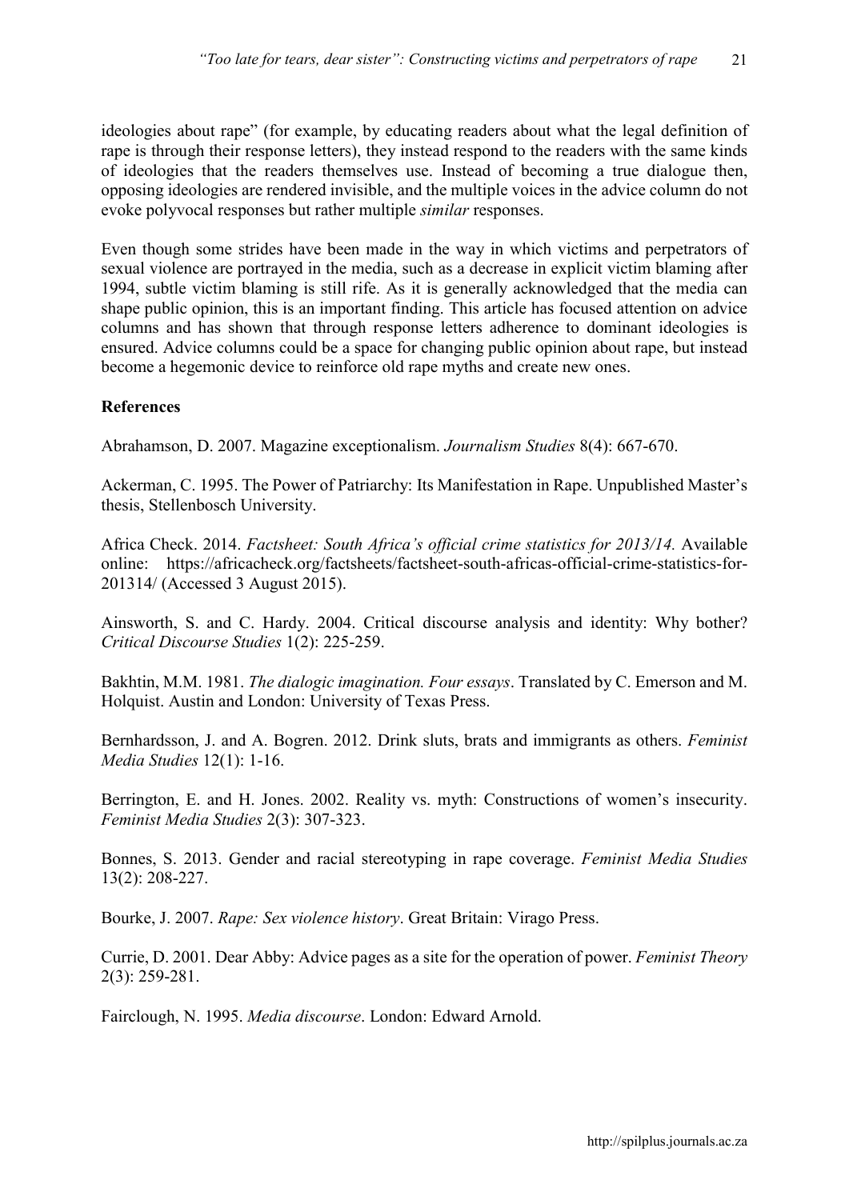ideologies about rape" (for example, by educating readers about what the legal definition of rape is through their response letters), they instead respond to the readers with the same kinds of ideologies that the readers themselves use. Instead of becoming a true dialogue then, opposing ideologies are rendered invisible, and the multiple voices in the advice column do not evoke polyvocal responses but rather multiple *similar* responses.

Even though some strides have been made in the way in which victims and perpetrators of sexual violence are portrayed in the media, such as a decrease in explicit victim blaming after 1994, subtle victim blaming is still rife. As it is generally acknowledged that the media can shape public opinion, this is an important finding. This article has focused attention on advice columns and has shown that through response letters adherence to dominant ideologies is ensured. Advice columns could be a space for changing public opinion about rape, but instead become a hegemonic device to reinforce old rape myths and create new ones.

## References

Abrahamson, D. 2007. Magazine exceptionalism. *Journalism Studies* 8(4): 667-670.

Ackerman, C. 1995. The Power of Patriarchy: Its Manifestation in Rape. Unpublished Master's thesis, Stellenbosch University.

Africa Check. 2014. *Factsheet: South Africa's official crime statistics for 2013/14.* Available online: https://africacheck.org/factsheets/factsheet-south-africas-official-crime-statistics-for-201314/ (Accessed 3 August 2015).

Ainsworth, S. and C. Hardy. 2004. Critical discourse analysis and identity: Why bother? *Critical Discourse Studies* 1(2): 225-259.

Bakhtin, M.M. 1981. *The dialogic imagination. Four essays*. Translated by C. Emerson and M. Holquist. Austin and London: University of Texas Press.

Bernhardsson, J. and A. Bogren. 2012. Drink sluts, brats and immigrants as others. *Feminist Media Studies* 12(1): 1-16.

Berrington, E. and H. Jones. 2002. Reality vs. myth: Constructions of women's insecurity. *Feminist Media Studies* 2(3): 307-323.

Bonnes, S. 2013. Gender and racial stereotyping in rape coverage. *Feminist Media Studies* 13(2): 208-227.

Bourke, J. 2007. *Rape: Sex violence history*. Great Britain: Virago Press.

Currie, D. 2001. Dear Abby: Advice pages as a site for the operation of power. *Feminist Theory* 2(3): 259-281.

Fairclough, N. 1995. *Media discourse*. London: Edward Arnold.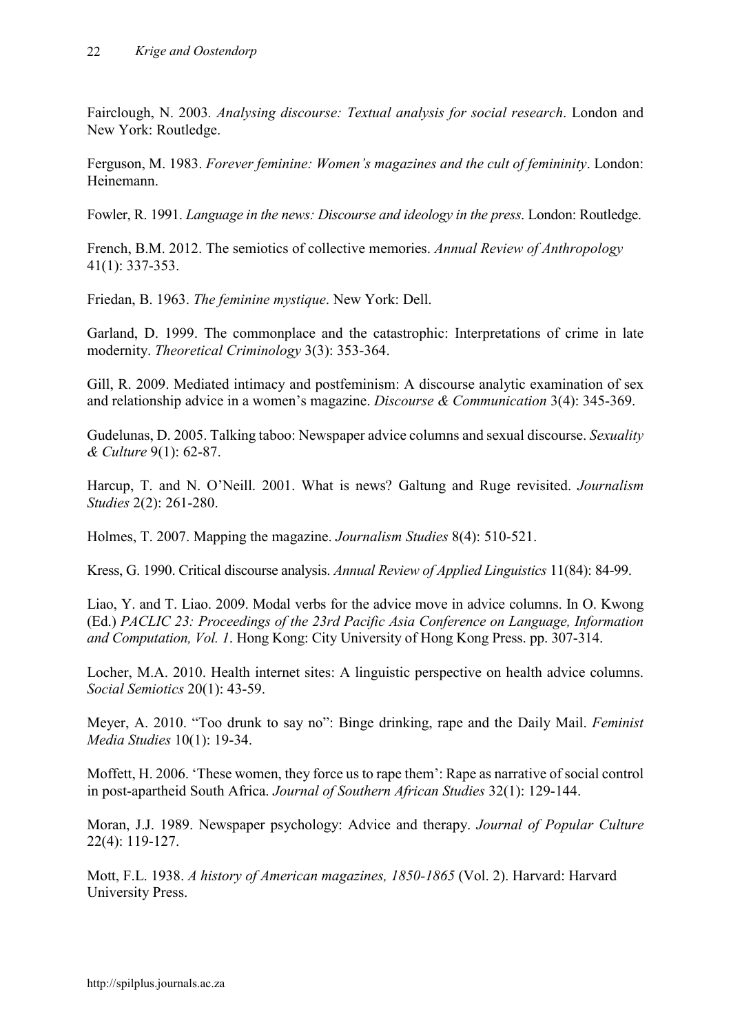Fairclough, N. 2003. *Analysing discourse: Textual analysis for social research*. London and New York: Routledge.

Ferguson, M. 1983. *Forever feminine: Women's magazines and the cult of femininity*. London: Heinemann.

Fowler, R. 1991. *Language in the news: Discourse and ideology in the press*. London: Routledge.

French, B.M. 2012. The semiotics of collective memories. *Annual Review of Anthropology* 41(1): 337-353.

Friedan, B. 1963. *The feminine mystique*. New York: Dell.

Garland, D. 1999. The commonplace and the catastrophic: Interpretations of crime in late modernity. *Theoretical Criminology* 3(3): 353-364.

Gill, R. 2009. Mediated intimacy and postfeminism: A discourse analytic examination of sex and relationship advice in a women's magazine. *Discourse & Communication* 3(4): 345-369.

Gudelunas, D. 2005. Talking taboo: Newspaper advice columns and sexual discourse. *Sexuality & Culture* 9(1): 62-87.

Harcup, T. and N. O'Neill. 2001. What is news? Galtung and Ruge revisited. *Journalism Studies* 2(2): 261-280.

Holmes, T. 2007. Mapping the magazine. *Journalism Studies* 8(4): 510-521.

Kress, G. 1990. Critical discourse analysis. *Annual Review of Applied Linguistics* 11(84): 84-99.

Liao, Y. and T. Liao. 2009. Modal verbs for the advice move in advice columns. In O. Kwong (Ed.) *PACLIC 23: Proceedings of the 23rd Pacific Asia Conference on Language, Information and Computation, Vol. 1*. Hong Kong: City University of Hong Kong Press. pp. 307-314.

Locher, M.A. 2010. Health internet sites: A linguistic perspective on health advice columns. *Social Semiotics* 20(1): 43-59.

Meyer, A. 2010. "Too drunk to say no": Binge drinking, rape and the Daily Mail. *Feminist Media Studies* 10(1): 19-34.

Moffett, H. 2006. 'These women, they force us to rape them': Rape as narrative of social control in post-apartheid South Africa. *Journal of Southern African Studies* 32(1): 129-144.

Moran, J.J. 1989. Newspaper psychology: Advice and therapy. *Journal of Popular Culture* 22(4): 119-127.

Mott, F.L. 1938. *A history of American magazines, 1850-1865* (Vol. 2). Harvard: Harvard University Press.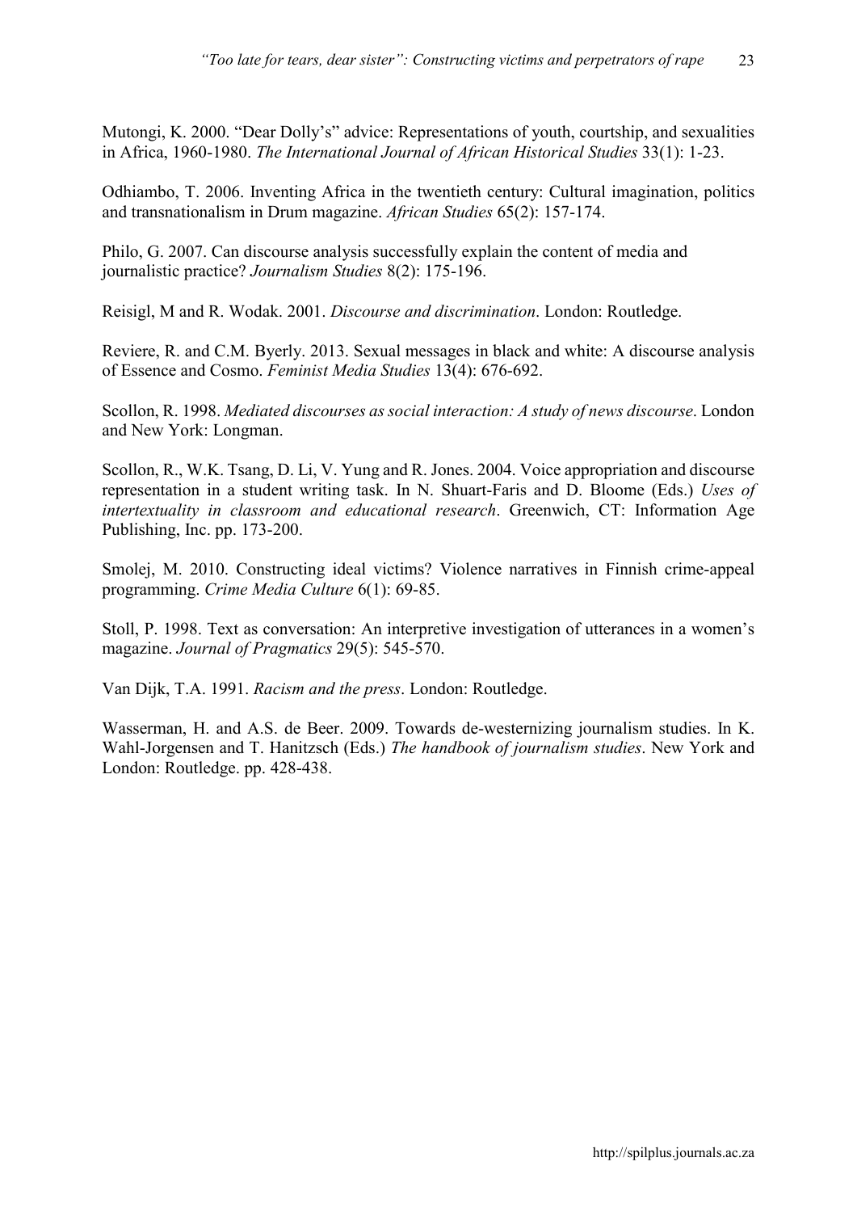Mutongi, K. 2000. “Dear Dolly’s” advice: Representations of youth, courtship, and sexualities in Africa, 1960-1980. *The International Journal of African Historical Studies* 33(1): 1-23.

Odhiambo, T. 2006. Inventing Africa in the twentieth century: Cultural imagination, politics and transnationalism in Drum magazine. *African Studies* 65(2): 157-174.

Philo, G. 2007. Can discourse analysis successfully explain the content of media and journalistic practice? *Journalism Studies* 8(2): 175-196.

Reisigl, M and R. Wodak. 2001. *Discourse and discrimination*. London: Routledge.

Reviere, R. and C.M. Byerly. 2013. Sexual messages in black and white: A discourse analysis of Essence and Cosmo. *Feminist Media Studies* 13(4): 676-692.

Scollon, R. 1998. *Mediated discourses as social interaction: A study of news discourse*. London and New York: Longman.

Scollon, R., W.K. Tsang, D. Li, V. Yung and R. Jones. 2004. Voice appropriation and discourse representation in a student writing task. In N. Shuart-Faris and D. Bloome (Eds.) *Uses of intertextuality in classroom and educational research*. Greenwich, CT: Information Age Publishing, Inc. pp. 173-200.

Smolej, M. 2010. Constructing ideal victims? Violence narratives in Finnish crime-appeal programming. *Crime Media Culture* 6(1): 69-85.

Stoll, P. 1998. Text as conversation: An interpretive investigation of utterances in a women’s magazine. *Journal of Pragmatics* 29(5): 545-570.

Van Dijk, T.A. 1991. *Racism and the press*. London: Routledge.

Wasserman, H. and A.S. de Beer. 2009. Towards de-westernizing journalism studies. In K. Wahl-Jorgensen and T. Hanitzsch (Eds.) *The handbook of journalism studies*. New York and London: Routledge. pp. 428-438.